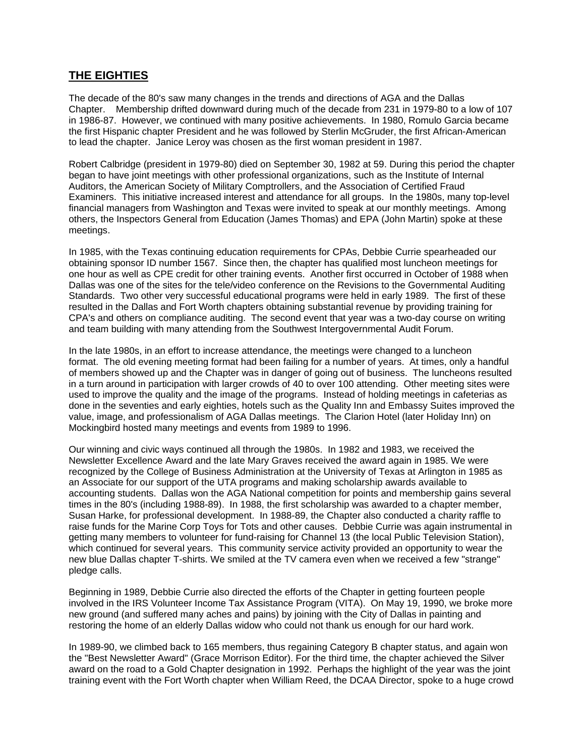## THE EIGHTIES

The decade of the 80's saw many changes in the trends and directions of AGA and the Dallas Chapter. Membership drifted downward during much of the decade from 231 in 1979-80 to a low of 107 in 1986-87. However, we continued with many positive achievements. In 1980, Romulo Garcia became the first Hispanic chapter President and he was followed by Sterlin McGruder, the first African-American to lead the chapter. Janice Leroy was chosen as the first woman president in 1987.

Robert Calbridge (president in 1979-80) died on September 30, 1982 at 59. During this period the chapter began to have joint meetings with other professional organizations, such as the Institute of Internal Auditors, the American Society of Military Comptrollers, and the Association of Certified Fraud Examiners. This initiative increased interest and attendance for all groups. In the 1980s, many top-level financial managers from Washington and Texas were invited to speak at our monthly meetings. Among others, the Inspectors General from Education (James Thomas) and EPA (John Martin) spoke at these meetings.

In 1985, with the Texas continuing education requirements for CPAs, Debbie Currie spearheaded our obtaining sponsor ID number 1567. Since then, the chapter has qualified most luncheon meetings for one hour as well as CPE credit for other training events. Another first occurred in October of 1988 when Dallas was one of the sites for the tele/video conference on the Revisions to the Governmental Auditing Standards. Two other very successful educational programs were held in early 1989. The first of these resulted in the Dallas and Fort Worth chapters obtaining substantial revenue by providing training for CPA's and others on compliance auditing. The second event that year was a two-day course on writing and team building with many attending from the Southwest Intergovernmental Audit Forum.

In the late 1980s, in an effort to increase attendance, the meetings were changed to a luncheon format. The old evening meeting format had been failing for a number of years. At times, only a handful of members showed up and the Chapter was in danger of going out of business. The luncheons resulted in a turn around in participation with larger crowds of 40 to over 100 attending. Other meeting sites were used to improve the quality and the image of the programs. Instead of holding meetings in cafeterias as done in the seventies and early eighties, hotels such as the Quality Inn and Embassy Suites improved the value, image, and professionalism of AGA Dallas meetings. The Clarion Hotel (later Holiday Inn) on Mockingbird hosted many meetings and events from 1989 to 1996.

Our winning and civic ways continued all through the 1980s. In 1982 and 1983, we received the Newsletter Excellence Award and the late Mary Graves received the award again in 1985. We were recognized by the College of Business Administration at the University of Texas at Arlington in 1985 as an Associate for our support of the UTA programs and making scholarship awards available to accounting students. Dallas won the AGA National competition for points and membership gains several times in the 80's (including 1988-89). In 1988, the first scholarship was awarded to a chapter member, Susan Harke, for professional development. In 1988-89, the Chapter also conducted a charity raffle to raise funds for the Marine Corp Toys for Tots and other causes. Debbie Currie was again instrumental in getting many members to volunteer for fund-raising for Channel 13 (the local Public Television Station), which continued for several years. This community service activity provided an opportunity to wear the new blue Dallas chapter T-shirts. We smiled at the TV camera even when we received a few "strange" pledge calls.

Beginning in 1989, Debbie Currie also directed the efforts of the Chapter in getting fourteen people involved in the IRS Volunteer Income Tax Assistance Program (VITA). On May 19, 1990, we broke more new ground (and suffered many aches and pains) by joining with the City of Dallas in painting and restoring the home of an elderly Dallas widow who could not thank us enough for our hard work.

In 1989-90, we climbed back to 165 members, thus regaining Category B chapter status, and again won the "Best Newsletter Award" (Grace Morrison Editor). For the third time, the chapter achieved the Silver award on the road to a Gold Chapter designation in 1992. Perhaps the highlight of the year was the joint training event with the Fort Worth chapter when William Reed, the DCAA Director, spoke to a huge crowd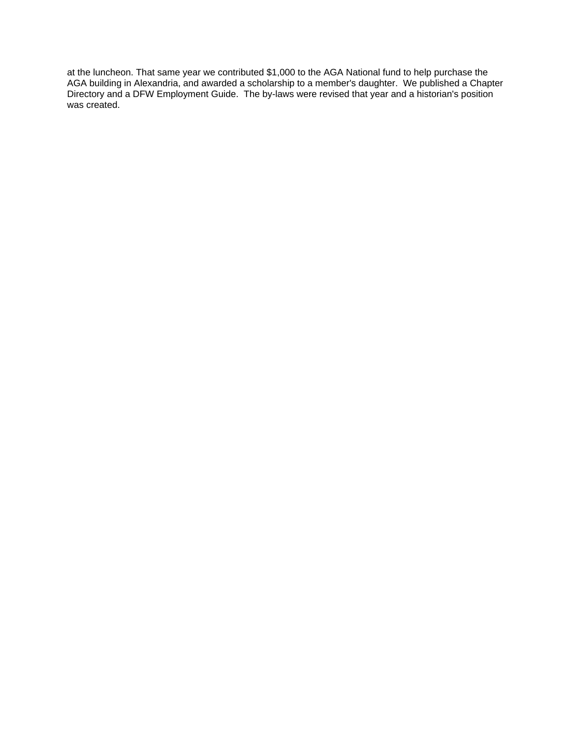at the luncheon. That same year we contributed $1,000 to the AGA National fund to help purchase the AGA building in Alexandria, and awarded a scholarship to a member's daughter. We published a Chapter Directory and a DFW Employment Guide. The by-laws were revised that year and a historian's position was created.